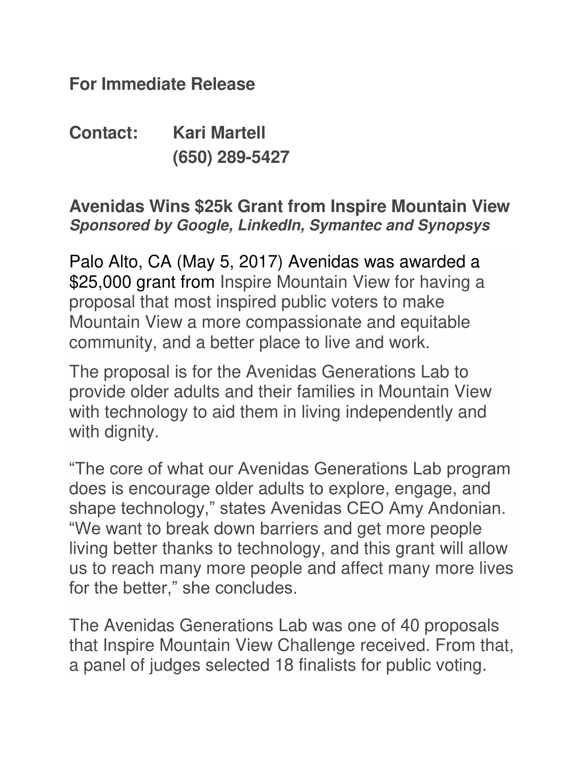**For Immediate Release**

**Contact: Kari Martell**
**(650) 289-5427**

**Avenidas Wins $25k Grant from Inspire Mountain View**
***Sponsored by Google, LinkedIn, Symantec and Synopsys***

Palo Alto, CA (May 5, 2017) Avenidas was awarded a $25,000 grant from Inspire Mountain View for having a proposal that most inspired public voters to make Mountain View a more compassionate and equitable community, and a better place to live and work.

The proposal is for the Avenidas Generations Lab to provide older adults and their families in Mountain View with technology to aid them in living independently and with dignity.

"The core of what our Avenidas Generations Lab program does is encourage older adults to explore, engage, and shape technology," states Avenidas CEO Amy Andonian. "We want to break down barriers and get more people living better thanks to technology, and this grant will allow us to reach many more people and affect many more lives for the better," she concludes.

The Avenidas Generations Lab was one of 40 proposals that Inspire Mountain View Challenge received. From that, a panel of judges selected 18 finalists for public voting.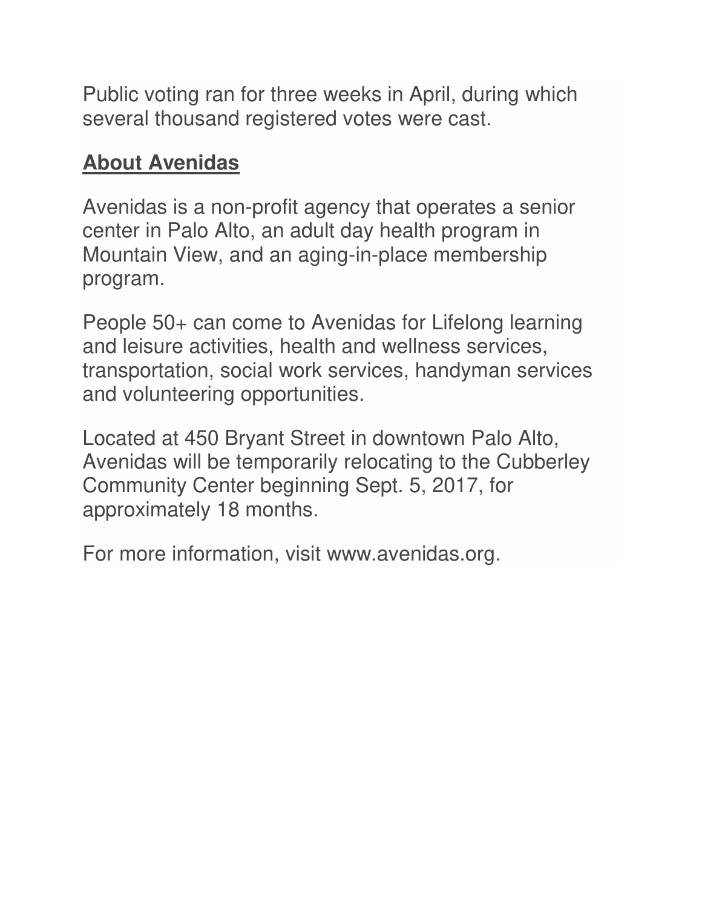Public voting ran for three weeks in April, during which several thousand registered votes were cast.

## **About Avenidas**

Avenidas is a non-profit agency that operates a senior center in Palo Alto, an adult day health program in Mountain View, and an aging-in-place membership program.

People 50+ can come to Avenidas for Lifelong learning and leisure activities, health and wellness services, transportation, social work services, handyman services and volunteering opportunities.

Located at 450 Bryant Street in downtown Palo Alto, Avenidas will be temporarily relocating to the Cubberley Community Center beginning Sept. 5, 2017, for approximately 18 months.

For more information, visit www.avenidas.org.